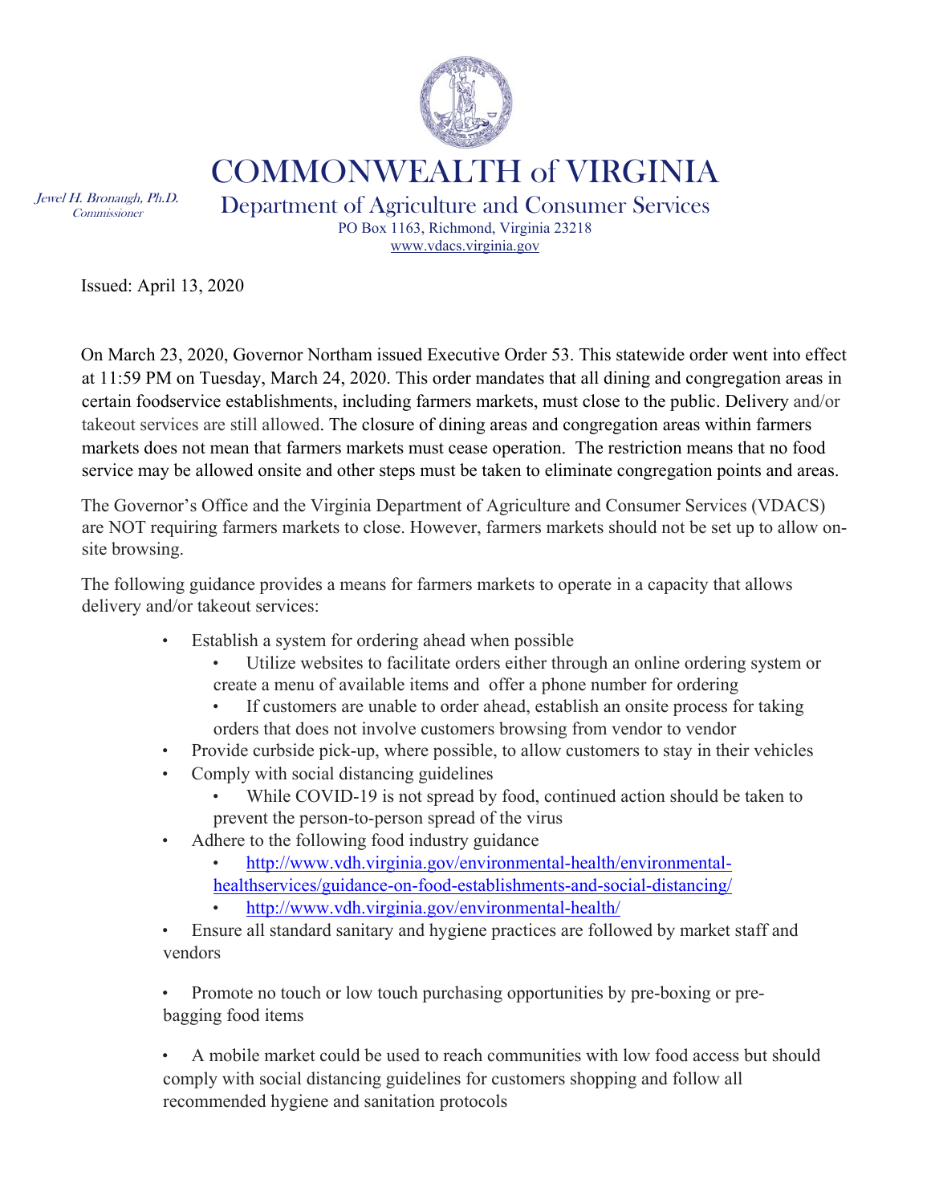# COMMONWEALTH of VIRGINIA

*Jewel H. Bronaugh, Ph.D.*
*Commissioner*

## Department of Agriculture and Consumer Services

PO Box 1163, Richmond, Virginia 23218
www.vdacs.virginia.gov

Issued: April 13, 2020

On March 23, 2020, Governor Northam issued Executive Order 53. This statewide order went into effect at 11:59 PM on Tuesday, March 24, 2020. This order mandates that all dining and congregation areas in certain foodservice establishments, including farmers markets, must close to the public. Delivery and/or takeout services are still allowed. The closure of dining areas and congregation areas within farmers markets does not mean that farmers markets must cease operation. The restriction means that no food service may be allowed onsite and other steps must be taken to eliminate congregation points and areas.

The Governor's Office and the Virginia Department of Agriculture and Consumer Services (VDACS) are NOT requiring farmers markets to close. However, farmers markets should not be set up to allow on-site browsing.

The following guidance provides a means for farmers markets to operate in a capacity that allows delivery and/or takeout services:

- Establish a system for ordering ahead when possible
  - Utilize websites to facilitate orders either through an online ordering system or create a menu of available items and offer a phone number for ordering
  - If customers are unable to order ahead, establish an onsite process for taking orders that does not involve customers browsing from vendor to vendor
- Provide curbside pick-up, where possible, to allow customers to stay in their vehicles
- Comply with social distancing guidelines
  - While COVID-19 is not spread by food, continued action should be taken to prevent the person-to-person spread of the virus
- Adhere to the following food industry guidance
  - http://www.vdh.virginia.gov/environmental-health/environmental-healthservices/guidance-on-food-establishments-and-social-distancing/
  - http://www.vdh.virginia.gov/environmental-health/
- Ensure all standard sanitary and hygiene practices are followed by market staff and vendors
- Promote no touch or low touch purchasing opportunities by pre-boxing or pre-bagging food items
- A mobile market could be used to reach communities with low food access but should comply with social distancing guidelines for customers shopping and follow all recommended hygiene and sanitation protocols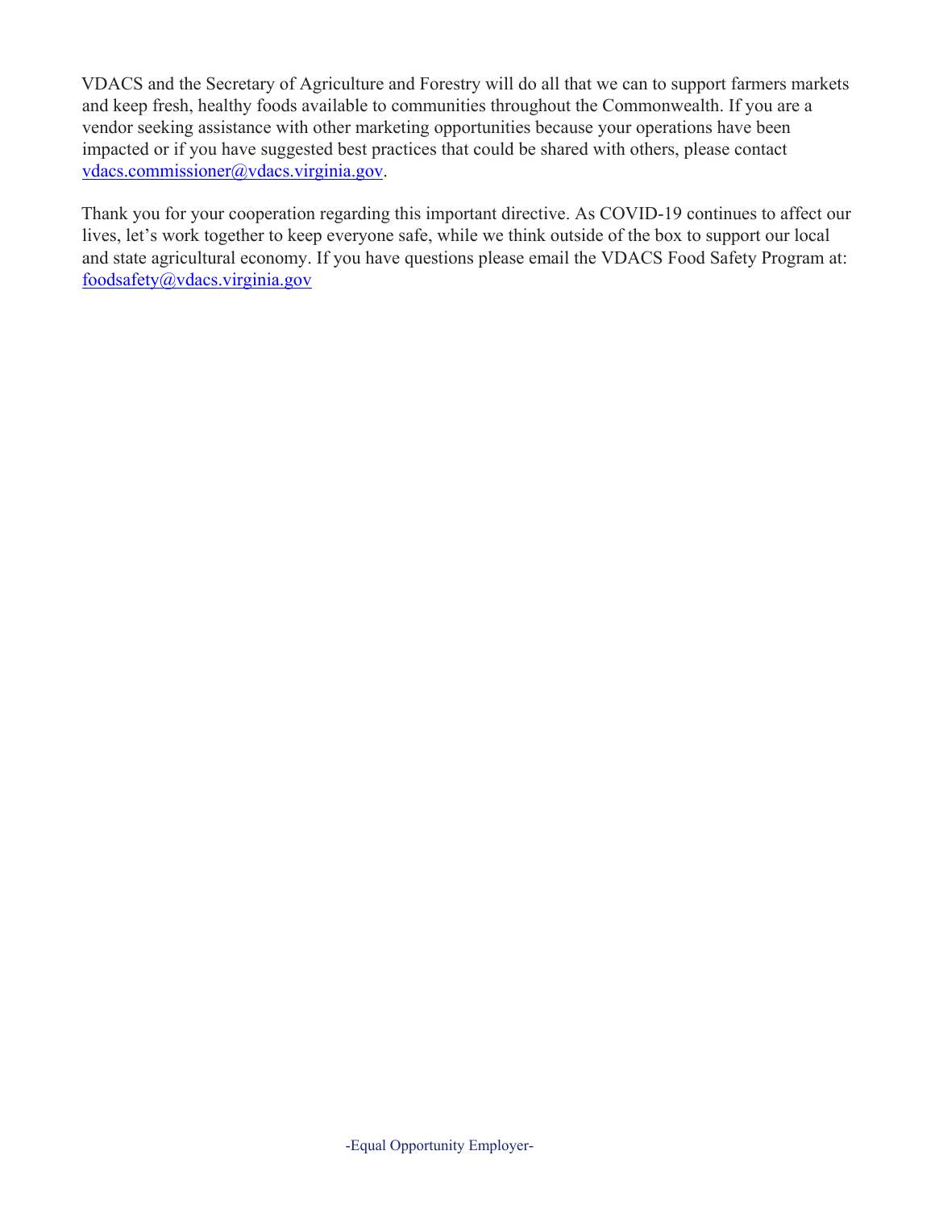VDACS and the Secretary of Agriculture and Forestry will do all that we can to support farmers markets and keep fresh, healthy foods available to communities throughout the Commonwealth. If you are a vendor seeking assistance with other marketing opportunities because your operations have been impacted or if you have suggested best practices that could be shared with others, please contact vdacs.commissioner@vdacs.virginia.gov.

Thank you for your cooperation regarding this important directive. As COVID-19 continues to affect our lives, let's work together to keep everyone safe, while we think outside of the box to support our local and state agricultural economy. If you have questions please email the VDACS Food Safety Program at: foodsafety@vdacs.virginia.gov